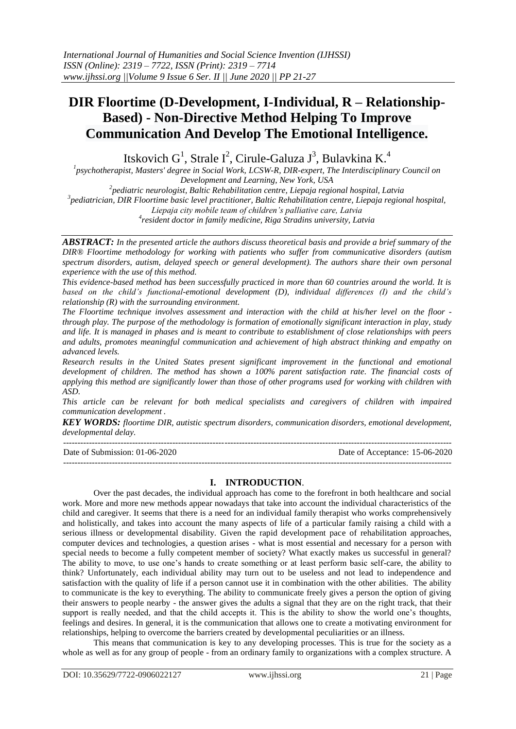# DIR Floortime (D-Development, I-Individual, R – Relationship-Based) - Non-Directive Method Helping To Improve Communication And Develop The Emotional Intelligence.

Itskovich G[1], Strale I[2], Cirule-Galuza J[3], Bulavkina K.[4]

[1]psychotherapist, Masters' degree in Social Work, LCSW-R, DIR-expert, The Interdisciplinary Council on Development and Learning, New York, USA

[2]pediatric neurologist, Baltic Rehabilitation centre, Liepaja regional hospital, Latvia

[3]pediatrician, DIR Floortime basic level practitioner, Baltic Rehabilitation centre, Liepaja regional hospital, Liepaja city mobile team of children's palliative care, Latvia

[4]resident doctor in family medicine, Riga Stradins university, Latvia

***ABSTRACT:*** *In the presented article the authors discuss theoretical basis and provide a brief summary of the DIR® Floortime methodology for working with patients who suffer from communicative disorders (autism spectrum disorders, autism, delayed speech or general development). The authors share their own personal experience with the use of this method.*

*This evidence-based method has been successfully practiced in more than 60 countries around the world. It is based on the child's functional-emotional development (D), individual differences (I) and the child's relationship (R) with the surrounding environment.*

*The Floortime technique involves assessment and interaction with the child at his/her level on the floor - through play. The purpose of the methodology is formation of emotionally significant interaction in play, study and life. It is managed in phases and is meant to contribute to establishment of close relationships with peers and adults, promotes meaningful communication and achievement of high abstract thinking and empathy on advanced levels.*

*Research results in the United States present significant improvement in the functional and emotional development of children. The method has shown a 100% parent satisfaction rate. The financial costs of applying this method are significantly lower than those of other programs used for working with children with ASD.*

*This article can be relevant for both medical specialists and caregivers of children with impaired communication development .*

***KEY WORDS:*** *floortime DIR, autistic spectrum disorders, communication disorders, emotional development, developmental delay.*

---

Date of Submission: 01-06-2020 Date of Acceptance: 15-06-2020

---

## I. INTRODUCTION.

Over the past decades, the individual approach has come to the forefront in both healthcare and social work. More and more new methods appear nowadays that take into account the individual characteristics of the child and caregiver. It seems that there is a need for an individual family therapist who works comprehensively and holistically, and takes into account the many aspects of life of a particular family raising a child with a serious illness or developmental disability. Given the rapid development pace of rehabilitation approaches, computer devices and technologies, a question arises - what is most essential and necessary for a person with special needs to become a fully competent member of society? What exactly makes us successful in general? The ability to move, to use one's hands to create something or at least perform basic self-care, the ability to think? Unfortunately, each individual ability may turn out to be useless and not lead to independence and satisfaction with the quality of life if a person cannot use it in combination with the other abilities. The ability to communicate is the key to everything. The ability to communicate freely gives a person the option of giving their answers to people nearby - the answer gives the adults a signal that they are on the right track, that their support is really needed, and that the child accepts it. This is the ability to show the world one's thoughts, feelings and desires. In general, it is the communication that allows one to create a motivating environment for relationships, helping to overcome the barriers created by developmental peculiarities or an illness.

This means that communication is key to any developing processes. This is true for the society as a whole as well as for any group of people - from an ordinary family to organizations with a complex structure. A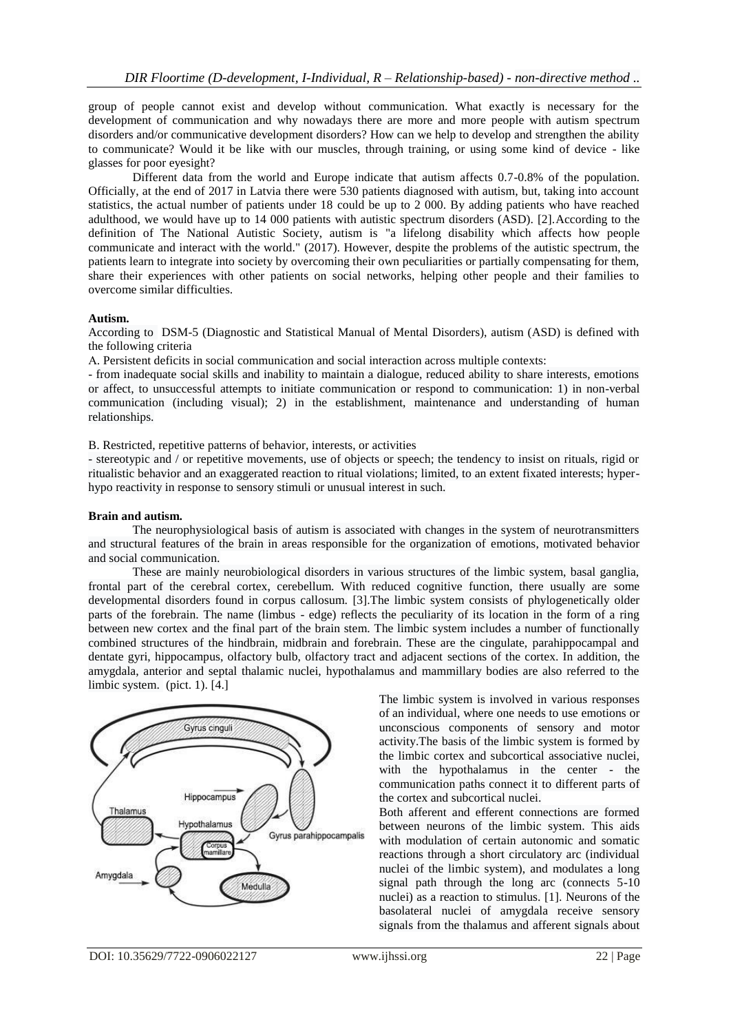group of people cannot exist and develop without communication. What exactly is necessary for the development of communication and why nowadays there are more and more people with autism spectrum disorders and/or communicative development disorders? How can we help to develop and strengthen the ability to communicate? Would it be like with our muscles, through training, or using some kind of device - like glasses for poor eyesight?

Different data from the world and Europe indicate that autism affects 0.7-0.8% of the population. Officially, at the end of 2017 in Latvia there were 530 patients diagnosed with autism, but, taking into account statistics, the actual number of patients under 18 could be up to 2 000. By adding patients who have reached adulthood, we would have up to 14 000 patients with autistic spectrum disorders (ASD). [2].According to the definition of The National Autistic Society, autism is "a lifelong disability which affects how people communicate and interact with the world." (2017). However, despite the problems of the autistic spectrum, the patients learn to integrate into society by overcoming their own peculiarities or partially compensating for them, share their experiences with other patients on social networks, helping other people and their families to overcome similar difficulties.

**Autism.**

According to DSM-5 (Diagnostic and Statistical Manual of Mental Disorders), autism (ASD) is defined with the following criteria

A. Persistent deficits in social communication and social interaction across multiple contexts:

- from inadequate social skills and inability to maintain a dialogue, reduced ability to share interests, emotions or affect, to unsuccessful attempts to initiate communication or respond to communication: 1) in non-verbal communication (including visual); 2) in the establishment, maintenance and understanding of human relationships.

B. Restricted, repetitive patterns of behavior, interests, or activities

- stereotypic and / or repetitive movements, use of objects or speech; the tendency to insist on rituals, rigid or ritualistic behavior and an exaggerated reaction to ritual violations; limited, to an extent fixated interests; hyper-hypo reactivity in response to sensory stimuli or unusual interest in such.

**Brain and autism.**

The neurophysiological basis of autism is associated with changes in the system of neurotransmitters and structural features of the brain in areas responsible for the organization of emotions, motivated behavior and social communication.

These are mainly neurobiological disorders in various structures of the limbic system, basal ganglia, frontal part of the cerebral cortex, cerebellum. With reduced cognitive function, there usually are some developmental disorders found in corpus callosum. [3].The limbic system consists of phylogenetically older parts of the forebrain. The name (limbus - edge) reflects the peculiarity of its location in the form of a ring between new cortex and the final part of the brain stem. The limbic system includes a number of functionally combined structures of the hindbrain, midbrain and forebrain. These are the cingulate, parahippocampal and dentate gyri, hippocampus, olfactory bulb, olfactory tract and adjacent sections of the cortex. In addition, the amygdala, anterior and septal thalamic nuclei, hypothalamus and mammillary bodies are also referred to the limbic system. (pict. 1). [4.]

The limbic system is involved in various responses of an individual, where one needs to use emotions or unconscious components of sensory and motor activity.The basis of the limbic system is formed by the limbic cortex and subcortical associative nuclei, with the hypothalamus in the center - the communication paths connect it to different parts of the cortex and subcortical nuclei.

Both afferent and efferent connections are formed between neurons of the limbic system. This aids with modulation of certain autonomic and somatic reactions through a short circulatory arc (individual nuclei of the limbic system), and modulates a long signal path through the long arc (connects 5-10 nuclei) as a reaction to stimulus. [1]. Neurons of the basolateral nuclei of amygdala receive sensory signals from the thalamus and afferent signals about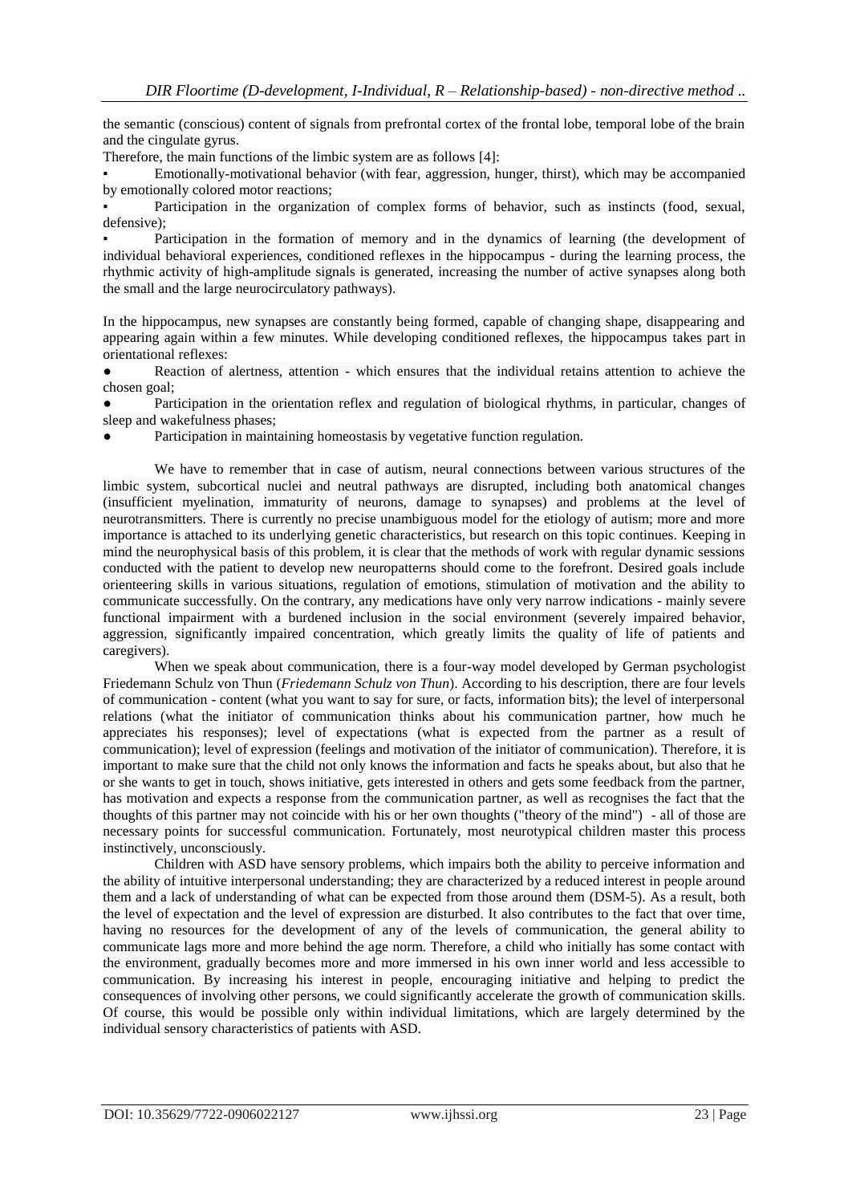the semantic (conscious) content of signals from prefrontal cortex of the frontal lobe, temporal lobe of the brain and the cingulate gyrus.

Therefore, the main functions of the limbic system are as follows [4]:

- Emotionally-motivational behavior (with fear, aggression, hunger, thirst), which may be accompanied by emotionally colored motor reactions;
- Participation in the organization of complex forms of behavior, such as instincts (food, sexual, defensive);
- Participation in the formation of memory and in the dynamics of learning (the development of individual behavioral experiences, conditioned reflexes in the hippocampus - during the learning process, the rhythmic activity of high-amplitude signals is generated, increasing the number of active synapses along both the small and the large neurocirculatory pathways).

In the hippocampus, new synapses are constantly being formed, capable of changing shape, disappearing and appearing again within a few minutes. While developing conditioned reflexes, the hippocampus takes part in orientational reflexes:

- Reaction of alertness, attention - which ensures that the individual retains attention to achieve the chosen goal;
- Participation in the orientation reflex and regulation of biological rhythms, in particular, changes of sleep and wakefulness phases;
- Participation in maintaining homeostasis by vegetative function regulation.

We have to remember that in case of autism, neural connections between various structures of the limbic system, subcortical nuclei and neutral pathways are disrupted, including both anatomical changes (insufficient myelination, immaturity of neurons, damage to synapses) and problems at the level of neurotransmitters. There is currently no precise unambiguous model for the etiology of autism; more and more importance is attached to its underlying genetic characteristics, but research on this topic continues. Keeping in mind the neurophysical basis of this problem, it is clear that the methods of work with regular dynamic sessions conducted with the patient to develop new neuropatterns should come to the forefront. Desired goals include orienteering skills in various situations, regulation of emotions, stimulation of motivation and the ability to communicate successfully. On the contrary, any medications have only very narrow indications - mainly severe functional impairment with a burdened inclusion in the social environment (severely impaired behavior, aggression, significantly impaired concentration, which greatly limits the quality of life of patients and caregivers).

When we speak about communication, there is a four-way model developed by German psychologist Friedemann Schulz von Thun (*Friedemann Schulz von Thun*). According to his description, there are four levels of communication - content (what you want to say for sure, or facts, information bits); the level of interpersonal relations (what the initiator of communication thinks about his communication partner, how much he appreciates his responses); level of expectations (what is expected from the partner as a result of communication); level of expression (feelings and motivation of the initiator of communication). Therefore, it is important to make sure that the child not only knows the information and facts he speaks about, but also that he or she wants to get in touch, shows initiative, gets interested in others and gets some feedback from the partner, has motivation and expects a response from the communication partner, as well as recognises the fact that the thoughts of this partner may not coincide with his or her own thoughts ("theory of the mind") - all of those are necessary points for successful communication. Fortunately, most neurotypical children master this process instinctively, unconsciously.

Children with ASD have sensory problems, which impairs both the ability to perceive information and the ability of intuitive interpersonal understanding; they are characterized by a reduced interest in people around them and a lack of understanding of what can be expected from those around them (DSM-5). As a result, both the level of expectation and the level of expression are disturbed. It also contributes to the fact that over time, having no resources for the development of any of the levels of communication, the general ability to communicate lags more and more behind the age norm. Therefore, a child who initially has some contact with the environment, gradually becomes more and more immersed in his own inner world and less accessible to communication. By increasing his interest in people, encouraging initiative and helping to predict the consequences of involving other persons, we could significantly accelerate the growth of communication skills. Of course, this would be possible only within individual limitations, which are largely determined by the individual sensory characteristics of patients with ASD.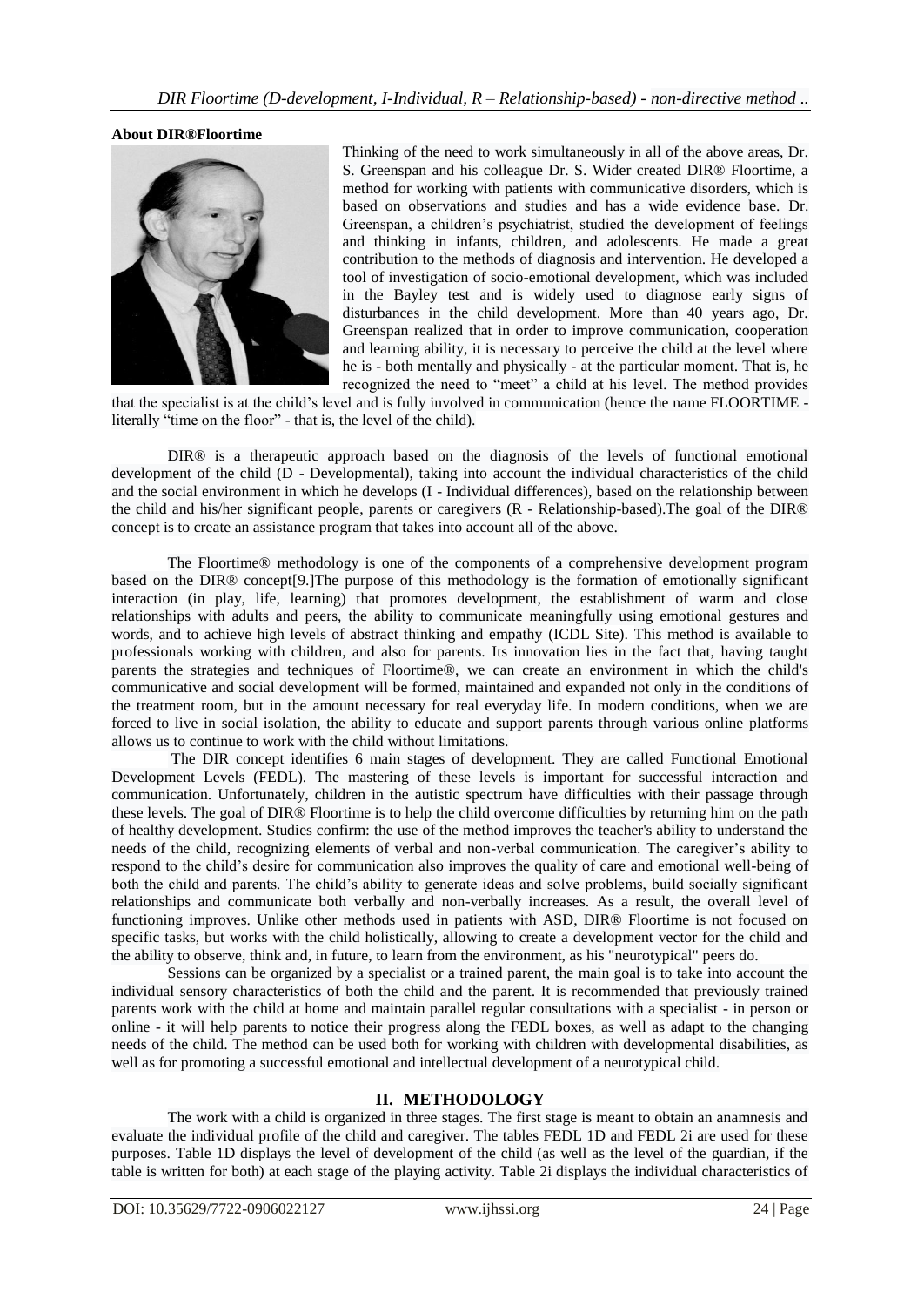**About DIR®Floortime**

Thinking of the need to work simultaneously in all of the above areas, Dr. S. Greenspan and his colleague Dr. S. Wider created DIR® Floortime, a method for working with patients with communicative disorders, which is based on observations and studies and has a wide evidence base. Dr. Greenspan, a children's psychiatrist, studied the development of feelings and thinking in infants, children, and adolescents. He made a great contribution to the methods of diagnosis and intervention. He developed a tool of investigation of socio-emotional development, which was included in the Bayley test and is widely used to diagnose early signs of disturbances in the child development. More than 40 years ago, Dr. Greenspan realized that in order to improve communication, cooperation and learning ability, it is necessary to perceive the child at the level where he is - both mentally and physically - at the particular moment. That is, he recognized the need to "meet" a child at his level. The method provides that the specialist is at the child's level and is fully involved in communication (hence the name FLOORTIME - literally "time on the floor" - that is, the level of the child).

DIR® is a therapeutic approach based on the diagnosis of the levels of functional emotional development of the child (D - Developmental), taking into account the individual characteristics of the child and the social environment in which he develops (I - Individual differences), based on the relationship between the child and his/her significant people, parents or caregivers (R - Relationship-based).The goal of the DIR® concept is to create an assistance program that takes into account all of the above.

The Floortime® methodology is one of the components of a comprehensive development program based on the DIR® concept[9.]The purpose of this methodology is the formation of emotionally significant interaction (in play, life, learning) that promotes development, the establishment of warm and close relationships with adults and peers, the ability to communicate meaningfully using emotional gestures and words, and to achieve high levels of abstract thinking and empathy (ICDL Site). This method is available to professionals working with children, and also for parents. Its innovation lies in the fact that, having taught parents the strategies and techniques of Floortime®, we can create an environment in which the child's communicative and social development will be formed, maintained and expanded not only in the conditions of the treatment room, but in the amount necessary for real everyday life. In modern conditions, when we are forced to live in social isolation, the ability to educate and support parents through various online platforms allows us to continue to work with the child without limitations.

The DIR concept identifies 6 main stages of development. They are called Functional Emotional Development Levels (FEDL). The mastering of these levels is important for successful interaction and communication. Unfortunately, children in the autistic spectrum have difficulties with their passage through these levels. The goal of DIR® Floortime is to help the child overcome difficulties by returning him on the path of healthy development. Studies confirm: the use of the method improves the teacher's ability to understand the needs of the child, recognizing elements of verbal and non-verbal communication. The caregiver's ability to respond to the child's desire for communication also improves the quality of care and emotional well-being of both the child and parents. The child's ability to generate ideas and solve problems, build socially significant relationships and communicate both verbally and non-verbally increases. As a result, the overall level of functioning improves. Unlike other methods used in patients with ASD, DIR® Floortime is not focused on specific tasks, but works with the child holistically, allowing to create a development vector for the child and the ability to observe, think and, in future, to learn from the environment, as his "neurotypical" peers do.

Sessions can be organized by a specialist or a trained parent, the main goal is to take into account the individual sensory characteristics of both the child and the parent. It is recommended that previously trained parents work with the child at home and maintain parallel regular consultations with a specialist - in person or online - it will help parents to notice their progress along the FEDL boxes, as well as adapt to the changing needs of the child. The method can be used both for working with children with developmental disabilities, as well as for promoting a successful emotional and intellectual development of a neurotypical child.

## II. METHODOLOGY

The work with a child is organized in three stages. The first stage is meant to obtain an anamnesis and evaluate the individual profile of the child and caregiver. The tables FEDL 1D and FEDL 2i are used for these purposes. Table 1D displays the level of development of the child (as well as the level of the guardian, if the table is written for both) at each stage of the playing activity. Table 2i displays the individual characteristics of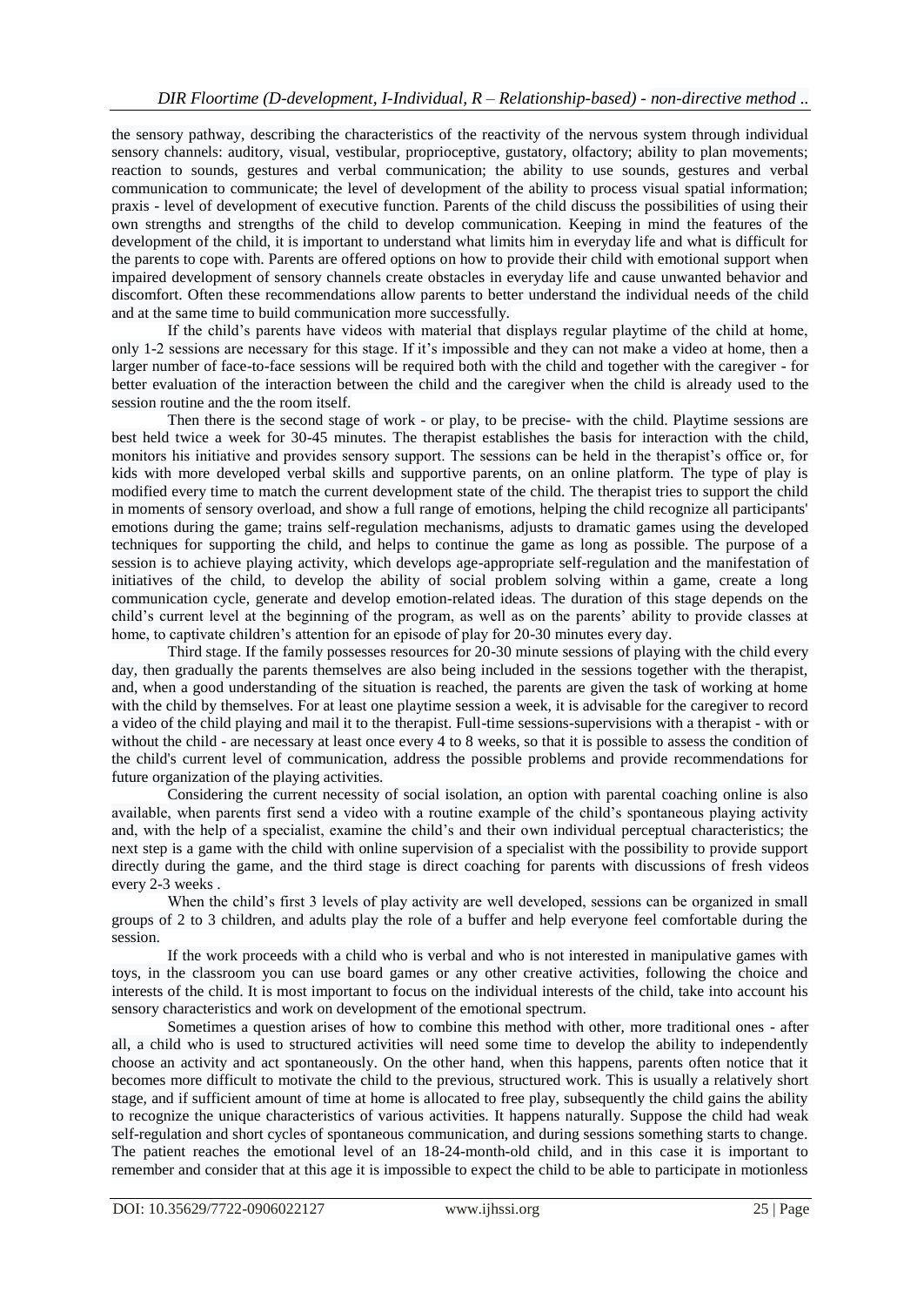the sensory pathway, describing the characteristics of the reactivity of the nervous system through individual sensory channels: auditory, visual, vestibular, proprioceptive, gustatory, olfactory; ability to plan movements; reaction to sounds, gestures and verbal communication; the ability to use sounds, gestures and verbal communication to communicate; the level of development of the ability to process visual spatial information; praxis - level of development of executive function. Parents of the child discuss the possibilities of using their own strengths and strengths of the child to develop communication. Keeping in mind the features of the development of the child, it is important to understand what limits him in everyday life and what is difficult for the parents to cope with. Parents are offered options on how to provide their child with emotional support when impaired development of sensory channels create obstacles in everyday life and cause unwanted behavior and discomfort. Often these recommendations allow parents to better understand the individual needs of the child and at the same time to build communication more successfully.

If the child's parents have videos with material that displays regular playtime of the child at home, only 1-2 sessions are necessary for this stage. If it's impossible and they can not make a video at home, then a larger number of face-to-face sessions will be required both with the child and together with the caregiver - for better evaluation of the interaction between the child and the caregiver when the child is already used to the session routine and the the room itself.

Then there is the second stage of work - or play, to be precise- with the child. Playtime sessions are best held twice a week for 30-45 minutes. The therapist establishes the basis for interaction with the child, monitors his initiative and provides sensory support. The sessions can be held in the therapist's office or, for kids with more developed verbal skills and supportive parents, on an online platform. The type of play is modified every time to match the current development state of the child. The therapist tries to support the child in moments of sensory overload, and show a full range of emotions, helping the child recognize all participants' emotions during the game; trains self-regulation mechanisms, adjusts to dramatic games using the developed techniques for supporting the child, and helps to continue the game as long as possible. The purpose of a session is to achieve playing activity, which develops age-appropriate self-regulation and the manifestation of initiatives of the child, to develop the ability of social problem solving within a game, create a long communication cycle, generate and develop emotion-related ideas. The duration of this stage depends on the child's current level at the beginning of the program, as well as on the parents' ability to provide classes at home, to captivate children's attention for an episode of play for 20-30 minutes every day.

Third stage. If the family possesses resources for 20-30 minute sessions of playing with the child every day, then gradually the parents themselves are also being included in the sessions together with the therapist, and, when a good understanding of the situation is reached, the parents are given the task of working at home with the child by themselves. For at least one playtime session a week, it is advisable for the caregiver to record a video of the child playing and mail it to the therapist. Full-time sessions-supervisions with a therapist - with or without the child - are necessary at least once every 4 to 8 weeks, so that it is possible to assess the condition of the child's current level of communication, address the possible problems and provide recommendations for future organization of the playing activities.

Considering the current necessity of social isolation, an option with parental coaching online is also available, when parents first send a video with a routine example of the child's spontaneous playing activity and, with the help of a specialist, examine the child's and their own individual perceptual characteristics; the next step is a game with the child with online supervision of a specialist with the possibility to provide support directly during the game, and the third stage is direct coaching for parents with discussions of fresh videos every 2-3 weeks .

When the child's first 3 levels of play activity are well developed, sessions can be organized in small groups of 2 to 3 children, and adults play the role of a buffer and help everyone feel comfortable during the session.

If the work proceeds with a child who is verbal and who is not interested in manipulative games with toys, in the classroom you can use board games or any other creative activities, following the choice and interests of the child. It is most important to focus on the individual interests of the child, take into account his sensory characteristics and work on development of the emotional spectrum.

Sometimes a question arises of how to combine this method with other, more traditional ones - after all, a child who is used to structured activities will need some time to develop the ability to independently choose an activity and act spontaneously. On the other hand, when this happens, parents often notice that it becomes more difficult to motivate the child to the previous, structured work. This is usually a relatively short stage, and if sufficient amount of time at home is allocated to free play, subsequently the child gains the ability to recognize the unique characteristics of various activities. It happens naturally. Suppose the child had weak self-regulation and short cycles of spontaneous communication, and during sessions something starts to change. The patient reaches the emotional level of an 18-24-month-old child, and in this case it is important to remember and consider that at this age it is impossible to expect the child to be able to participate in motionless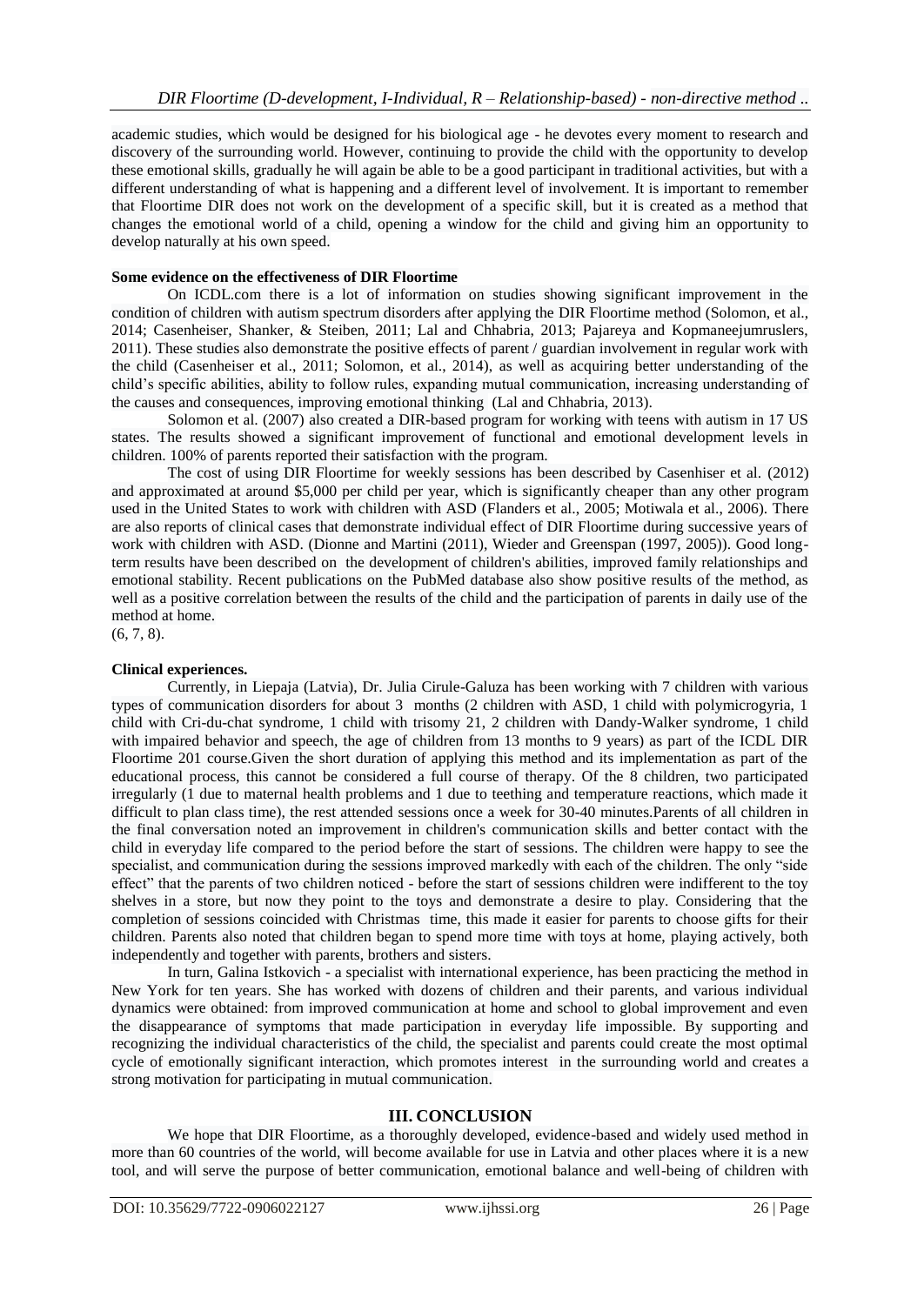academic studies, which would be designed for his biological age - he devotes every moment to research and discovery of the surrounding world. However, continuing to provide the child with the opportunity to develop these emotional skills, gradually he will again be able to be a good participant in traditional activities, but with a different understanding of what is happening and a different level of involvement. It is important to remember that Floortime DIR does not work on the development of a specific skill, but it is created as a method that changes the emotional world of a child, opening a window for the child and giving him an opportunity to develop naturally at his own speed.

**Some evidence on the effectiveness of DIR Floortime**

On ICDL.com there is a lot of information on studies showing significant improvement in the condition of children with autism spectrum disorders after applying the DIR Floortime method (Solomon, et al., 2014; Casenheiser, Shanker, & Steiben, 2011; Lal and Chhabria, 2013; Pajareya and Kopmaneejumruslers, 2011). These studies also demonstrate the positive effects of parent / guardian involvement in regular work with the child (Casenheiser et al., 2011; Solomon, et al., 2014), as well as acquiring better understanding of the child's specific abilities, ability to follow rules, expanding mutual communication, increasing understanding of the causes and consequences, improving emotional thinking (Lal and Chhabria, 2013).

Solomon et al. (2007) also created a DIR-based program for working with teens with autism in 17 US states. The results showed a significant improvement of functional and emotional development levels in children. 100% of parents reported their satisfaction with the program.

The cost of using DIR Floortime for weekly sessions has been described by Casenhiser et al. (2012) and approximated at around $5,000 per child per year, which is significantly cheaper than any other program used in the United States to work with children with ASD (Flanders et al., 2005; Motiwala et al., 2006). There are also reports of clinical cases that demonstrate individual effect of DIR Floortime during successive years of work with children with ASD. (Dionne and Martini (2011), Wieder and Greenspan (1997, 2005)). Good long-term results have been described on the development of children's abilities, improved family relationships and emotional stability. Recent publications on the PubMed database also show positive results of the method, as well as a positive correlation between the results of the child and the participation of parents in daily use of the method at home.

(6, 7, 8).

**Clinical experiences.**

Currently, in Liepaja (Latvia), Dr. Julia Cirule-Galuza has been working with 7 children with various types of communication disorders for about 3 months (2 children with ASD, 1 child with polymicrogyria, 1 child with Cri-du-chat syndrome, 1 child with trisomy 21, 2 children with Dandy-Walker syndrome, 1 child with impaired behavior and speech, the age of children from 13 months to 9 years) as part of the ICDL DIR Floortime 201 course.Given the short duration of applying this method and its implementation as part of the educational process, this cannot be considered a full course of therapy. Of the 8 children, two participated irregularly (1 due to maternal health problems and 1 due to teething and temperature reactions, which made it difficult to plan class time), the rest attended sessions once a week for 30-40 minutes.Parents of all children in the final conversation noted an improvement in children's communication skills and better contact with the child in everyday life compared to the period before the start of sessions. The children were happy to see the specialist, and communication during the sessions improved markedly with each of the children. The only "side effect" that the parents of two children noticed - before the start of sessions children were indifferent to the toy shelves in a store, but now they point to the toys and demonstrate a desire to play. Considering that the completion of sessions coincided with Christmas time, this made it easier for parents to choose gifts for their children. Parents also noted that children began to spend more time with toys at home, playing actively, both independently and together with parents, brothers and sisters.

In turn, Galina Istkovich - a specialist with international experience, has been practicing the method in New York for ten years. She has worked with dozens of children and their parents, and various individual dynamics were obtained: from improved communication at home and school to global improvement and even the disappearance of symptoms that made participation in everyday life impossible. By supporting and recognizing the individual characteristics of the child, the specialist and parents could create the most optimal cycle of emotionally significant interaction, which promotes interest in the surrounding world and creates a strong motivation for participating in mutual communication.

## III. CONCLUSION

We hope that DIR Floortime, as a thoroughly developed, evidence-based and widely used method in more than 60 countries of the world, will become available for use in Latvia and other places where it is a new tool, and will serve the purpose of better communication, emotional balance and well-being of children with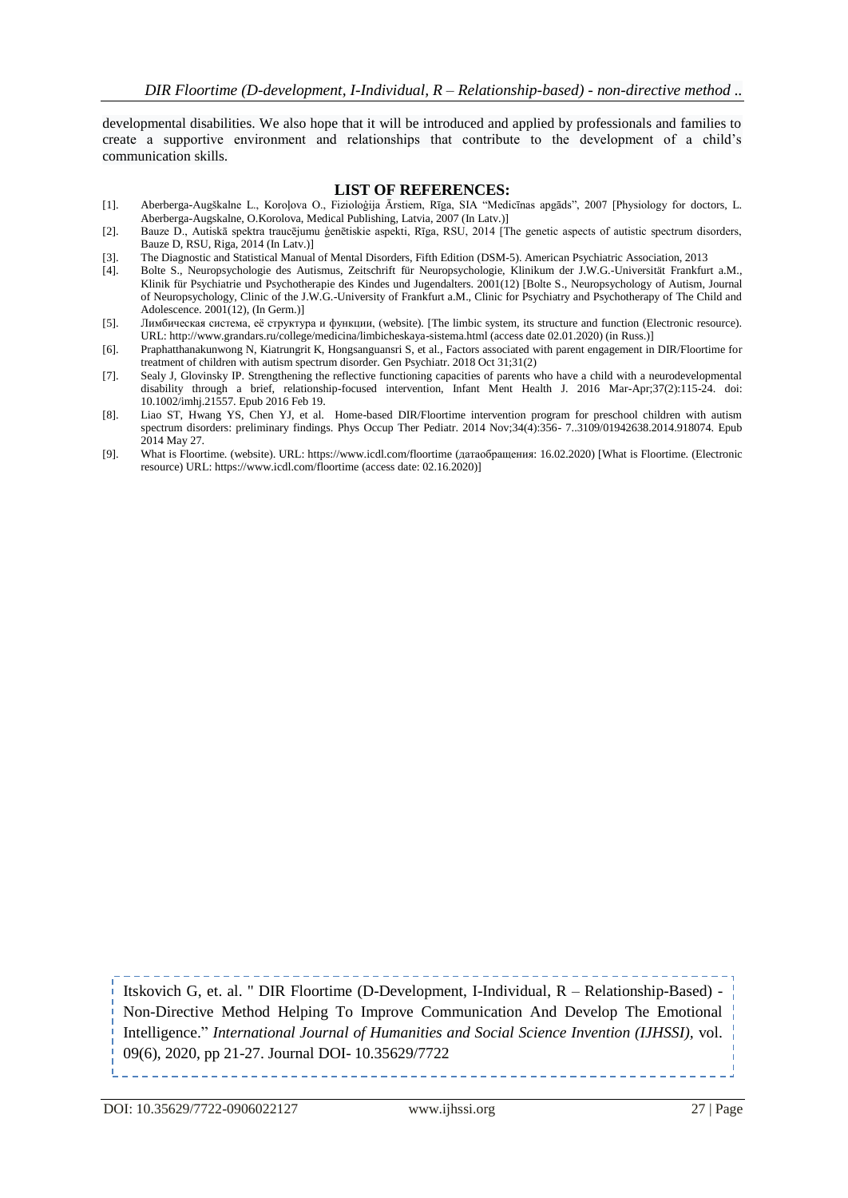developmental disabilities. We also hope that it will be introduced and applied by professionals and families to create a supportive environment and relationships that contribute to the development of a child's communication skills.

## LIST OF REFERENCES:

[1]. Aberberga-Augškalne L., Koroļova O., Fizioloģija Ārstiem, Rīga, SIA "Medicīnas apgāds", 2007 [Physiology for doctors, L. Aberberga-Augskalne, O.Korolova, Medical Publishing, Latvia, 2007 (In Latv.)]

[2]. Bauze D., Autiskā spektra traucējumu ģenētiskie aspekti, Rīga, RSU, 2014 [The genetic aspects of autistic spectrum disorders, Bauze D, RSU, Riga, 2014 (In Latv.)]

[3]. The Diagnostic and Statistical Manual of Mental Disorders, Fifth Edition (DSM-5). American Psychiatric Association, 2013

[4]. Bolte S., Neuropsychologie des Autismus, Zeitschrift für Neuropsychologie, Klinikum der J.W.G.-Universität Frankfurt a.M., Klinik für Psychiatrie und Psychotherapie des Kindes und Jugendalters. 2001(12) [Bolte S., Neuropsychology of Autism, Journal of Neuropsychology, Clinic of the J.W.G.-University of Frankfurt a.M., Clinic for Psychiatry and Psychotherapy of The Child and Adolescence. 2001(12), (In Germ.)]

[5]. Лимбическая система, её структура и функции, (website). [The limbic system, its structure and function (Electronic resource). URL: http://www.grandars.ru/college/medicina/limbicheskaya-sistema.html (access date 02.01.2020) (in Russ.)]

[6]. Praphatthanakunwong N, Kiatrungrit K, Hongsanguansri S, et al., Factors associated with parent engagement in DIR/Floortime for treatment of children with autism spectrum disorder. Gen Psychiatr. 2018 Oct 31;31(2)

[7]. Sealy J, Glovinsky IP. Strengthening the reflective functioning capacities of parents who have a child with a neurodevelopmental disability through a brief, relationship-focused intervention, Infant Ment Health J. 2016 Mar-Apr;37(2):115-24. doi: 10.1002/imhj.21557. Epub 2016 Feb 19.

[8]. Liao ST, Hwang YS, Chen YJ, et al. Home-based DIR/Floortime intervention program for preschool children with autism spectrum disorders: preliminary findings. Phys Occup Ther Pediatr. 2014 Nov;34(4):356- 7..3109/01942638.2014.918074. Epub 2014 May 27.

[9]. What is Floortime. (website). URL: https://www.icdl.com/floortime (датаобращения: 16.02.2020) [What is Floortime. (Electronic resource) URL: https://www.icdl.com/floortime (access date: 02.16.2020)]

Itskovich G, et. al. " DIR Floortime (D-Development, I-Individual, R – Relationship-Based) - Non-Directive Method Helping To Improve Communication And Develop The Emotional Intelligence." *International Journal of Humanities and Social Science Invention (IJHSSI)*, vol. 09(6), 2020, pp 21-27. Journal DOI- 10.35629/7722